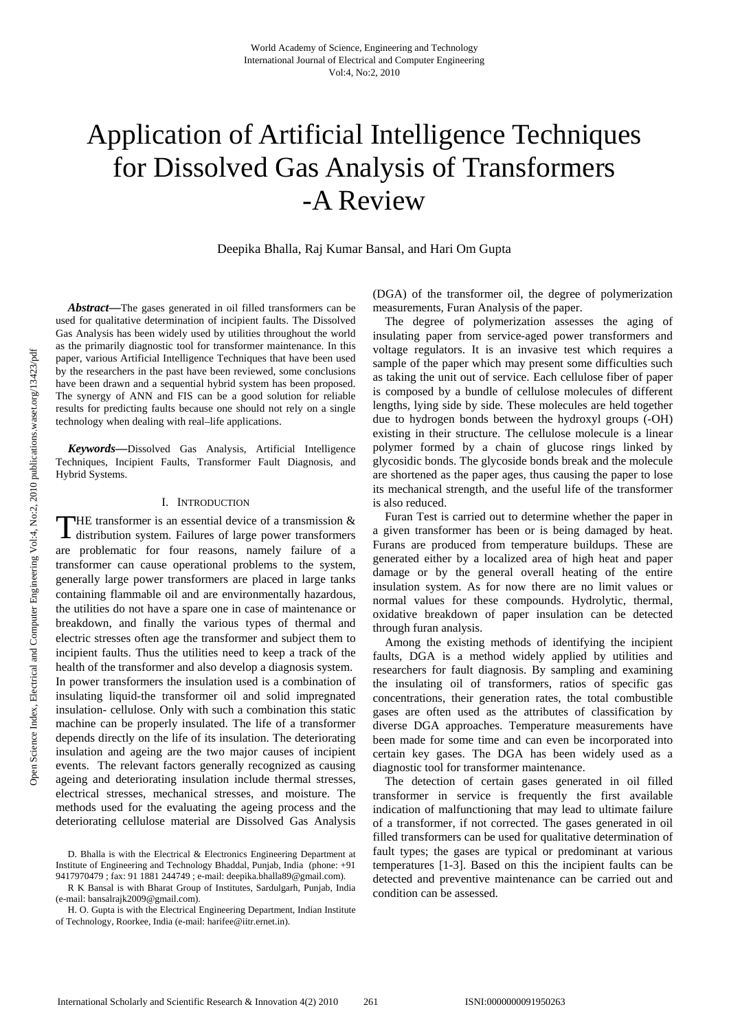# Application of Artificial Intelligence Techniques for Dissolved Gas Analysis of Transformers -A Review

Deepika Bhalla, Raj Kumar Bansal, and Hari Om Gupta

***Abstract*****—**The gases generated in oil filled transformers can be used for qualitative determination of incipient faults. The Dissolved Gas Analysis has been widely used by utilities throughout the world as the primarily diagnostic tool for transformer maintenance. In this paper, various Artificial Intelligence Techniques that have been used by the researchers in the past have been reviewed, some conclusions have been drawn and a sequential hybrid system has been proposed. The synergy of ANN and FIS can be a good solution for reliable results for predicting faults because one should not rely on a single technology when dealing with real–life applications.

***Keywords*****—**Dissolved Gas Analysis, Artificial Intelligence Techniques, Incipient Faults, Transformer Fault Diagnosis, and Hybrid Systems.

## I. Introduction

THE transformer is an essential device of a transmission & distribution system. Failures of large power transformers are problematic for four reasons, namely failure of a transformer can cause operational problems to the system, generally large power transformers are placed in large tanks containing flammable oil and are environmentally hazardous, the utilities do not have a spare one in case of maintenance or breakdown, and finally the various types of thermal and electric stresses often age the transformer and subject them to incipient faults. Thus the utilities need to keep a track of the health of the transformer and also develop a diagnosis system. In power transformers the insulation used is a combination of insulating liquid-the transformer oil and solid impregnated insulation- cellulose. Only with such a combination this static machine can be properly insulated. The life of a transformer depends directly on the life of its insulation. The deteriorating insulation and ageing are the two major causes of incipient events. The relevant factors generally recognized as causing ageing and deteriorating insulation include thermal stresses, electrical stresses, mechanical stresses, and moisture. The methods used for the evaluating the ageing process and the deteriorating cellulose material are Dissolved Gas Analysis (DGA) of the transformer oil, the degree of polymerization measurements, Furan Analysis of the paper.

The degree of polymerization assesses the aging of insulating paper from service-aged power transformers and voltage regulators. It is an invasive test which requires a sample of the paper which may present some difficulties such as taking the unit out of service. Each cellulose fiber of paper is composed by a bundle of cellulose molecules of different lengths, lying side by side. These molecules are held together due to hydrogen bonds between the hydroxyl groups (-OH) existing in their structure. The cellulose molecule is a linear polymer formed by a chain of glucose rings linked by glycosidic bonds. The glycoside bonds break and the molecule are shortened as the paper ages, thus causing the paper to lose its mechanical strength, and the useful life of the transformer is also reduced.

Furan Test is carried out to determine whether the paper in a given transformer has been or is being damaged by heat. Furans are produced from temperature buildups. These are generated either by a localized area of high heat and paper damage or by the general overall heating of the entire insulation system. As for now there are no limit values or normal values for these compounds. Hydrolytic, thermal, oxidative breakdown of paper insulation can be detected through furan analysis.

Among the existing methods of identifying the incipient faults, DGA is a method widely applied by utilities and researchers for fault diagnosis. By sampling and examining the insulating oil of transformers, ratios of specific gas concentrations, their generation rates, the total combustible gases are often used as the attributes of classification by diverse DGA approaches. Temperature measurements have been made for some time and can even be incorporated into certain key gases. The DGA has been widely used as a diagnostic tool for transformer maintenance.

The detection of certain gases generated in oil filled transformer in service is frequently the first available indication of malfunctioning that may lead to ultimate failure of a transformer, if not corrected. The gases generated in oil filled transformers can be used for qualitative determination of fault types; the gases are typical or predominant at various temperatures [1-3]. Based on this the incipient faults can be detected and preventive maintenance can be carried out and condition can be assessed.

D. Bhalla is with the Electrical & Electronics Engineering Department at Institute of Engineering and Technology Bhaddal, Punjab, India (phone: +91 9417970479 ; fax: 91 1881 244749 ; e-mail: deepika.bhalla89@gmail.com).

R K Bansal is with Bharat Group of Institutes, Sardulgarh, Punjab, India (e-mail: bansalrajk2009@gmail.com).

H. O. Gupta is with the Electrical Engineering Department, Indian Institute of Technology, Roorkee, India (e-mail: harifee@iitr.ernet.in).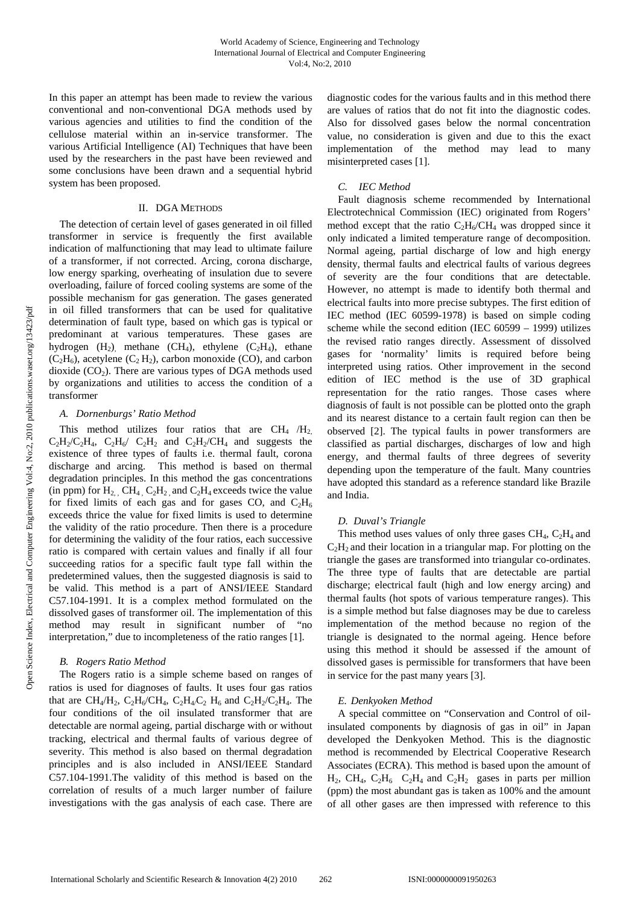In this paper an attempt has been made to review the various conventional and non-conventional DGA methods used by various agencies and utilities to find the condition of the cellulose material within an in-service transformer. The various Artificial Intelligence (AI) Techniques that have been used by the researchers in the past have been reviewed and some conclusions have been drawn and a sequential hybrid system has been proposed.

## II. DGA Methods

The detection of certain level of gases generated in oil filled transformer in service is frequently the first available indication of malfunctioning that may lead to ultimate failure of a transformer, if not corrected. Arcing, corona discharge, low energy sparking, overheating of insulation due to severe overloading, failure of forced cooling systems are some of the possible mechanism for gas generation. The gases generated in oil filled transformers that can be used for qualitative determination of fault type, based on which gas is typical or predominant at various temperatures. These gases are hydrogen ($H_2$), methane ($CH_4$), ethylene ($C_2H_4$), ethane ($C_2H_6$), acetylene ($C_2H_2$), carbon monoxide (CO), and carbon dioxide ($CO_2$). There are various types of DGA methods used by organizations and utilities to access the condition of a transformer

### A. Dornenburgs' Ratio Method

This method utilizes four ratios that are $CH_4$ /$H_2$, $C_2H_2$/$C_2H_4$, $C_2H_6$/ $C_2H_2$ and $C_2H_2$/$CH_4$ and suggests the existence of three types of faults i.e. thermal fault, corona discharge and arcing. This method is based on thermal degradation principles. In this method the gas concentrations (in ppm) for $H_2$, $CH_4$, $C_2H_2$, and $C_2H_4$ exceeds twice the value for fixed limits of each gas and for gases CO, and $C_2H_6$ exceeds thrice the value for fixed limits is used to determine the validity of the ratio procedure. Then there is a procedure for determining the validity of the four ratios, each successive ratio is compared with certain values and finally if all four succeeding ratios for a specific fault type fall within the predetermined values, then the suggested diagnosis is said to be valid. This method is a part of ANSI/IEEE Standard C57.104-1991. It is a complex method formulated on the dissolved gases of transformer oil. The implementation of this method may result in significant number of "no interpretation," due to incompleteness of the ratio ranges [1].

### B. Rogers Ratio Method

The Rogers ratio is a simple scheme based on ranges of ratios is used for diagnoses of faults. It uses four gas ratios that are $CH_4$/$H_2$, $C_2H_6$/$CH_4$, $C_2H_4$/$C_2H_6$ and $C_2H_2$/$C_2H_4$. The four conditions of the oil insulated transformer that are detectable are normal ageing, partial discharge with or without tracking, electrical and thermal faults of various degree of severity. This method is also based on thermal degradation principles and is also included in ANSI/IEEE Standard C57.104-1991.The validity of this method is based on the correlation of results of a much larger number of failure investigations with the gas analysis of each case. There are diagnostic codes for the various faults and in this method there are values of ratios that do not fit into the diagnostic codes. Also for dissolved gases below the normal concentration value, no consideration is given and due to this the exact implementation of the method may lead to many misinterpreted cases [1].

### C. IEC Method

Fault diagnosis scheme recommended by International Electrotechnical Commission (IEC) originated from Rogers' method except that the ratio $C_2H_6$/$CH_4$ was dropped since it only indicated a limited temperature range of decomposition. Normal ageing, partial discharge of low and high energy density, thermal faults and electrical faults of various degrees of severity are the four conditions that are detectable. However, no attempt is made to identify both thermal and electrical faults into more precise subtypes. The first edition of IEC method (IEC 60599-1978) is based on simple coding scheme while the second edition (IEC 60599 – 1999) utilizes the revised ratio ranges directly. Assessment of dissolved gases for 'normality' limits is required before being interpreted using ratios. Other improvement in the second edition of IEC method is the use of 3D graphical representation for the ratio ranges. Those cases where diagnosis of fault is not possible can be plotted onto the graph and its nearest distance to a certain fault region can then be observed [2]. The typical faults in power transformers are classified as partial discharges, discharges of low and high energy, and thermal faults of three degrees of severity depending upon the temperature of the fault. Many countries have adopted this standard as a reference standard like Brazile and India.

### D. Duval's Triangle

This method uses values of only three gases $CH_4$, $C_2H_4$ and $C_2H_2$ and their location in a triangular map. For plotting on the triangle the gases are transformed into triangular co-ordinates. The three type of faults that are detectable are partial discharge; electrical fault (high and low energy arcing) and thermal faults (hot spots of various temperature ranges). This is a simple method but false diagnoses may be due to careless implementation of the method because no region of the triangle is designated to the normal ageing. Hence before using this method it should be assessed if the amount of dissolved gases is permissible for transformers that have been in service for the past many years [3].

### E. Denkyoken Method

A special committee on "Conservation and Control of oil-insulated components by diagnosis of gas in oil" in Japan developed the Denkyoken Method. This is the diagnostic method is recommended by Electrical Cooperative Research Associates (ECRA). This method is based upon the amount of $H_2$, $CH_4$, $C_2H_6$ $C_2H_4$ and $C_2H_2$ gases in parts per million (ppm) the most abundant gas is taken as 100% and the amount of all other gases are then impressed with reference to this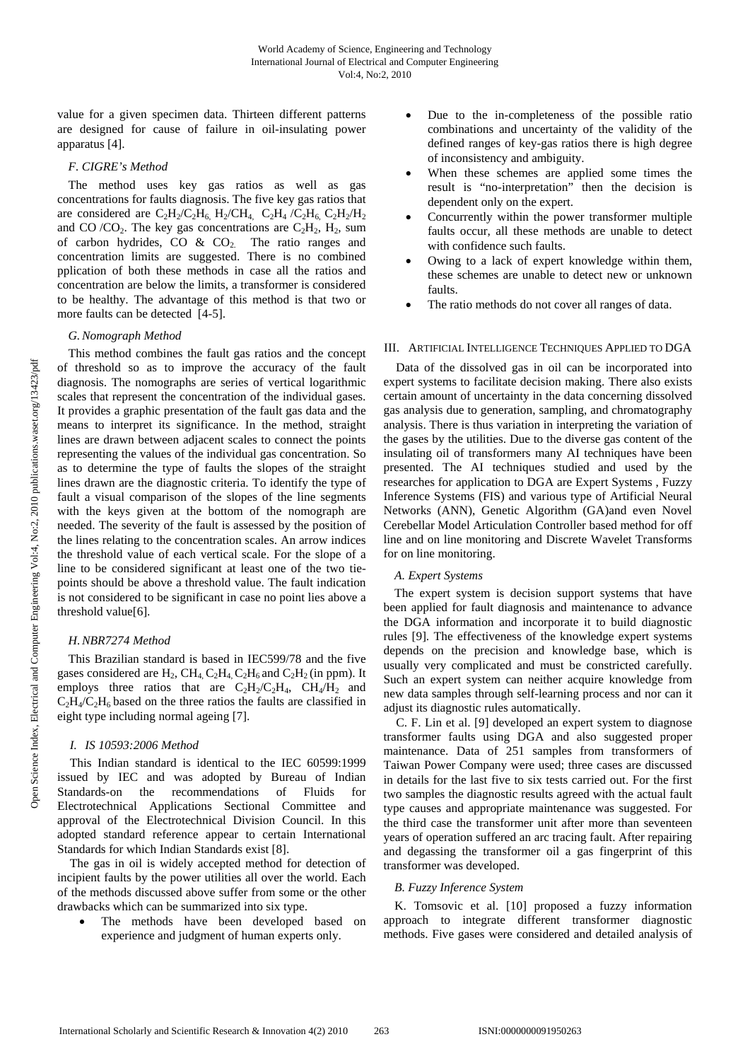value for a given specimen data. Thirteen different patterns are designed for cause of failure in oil-insulating power apparatus [4].

### *F. CIGRE's Method*

The method uses key gas ratios as well as gas concentrations for faults diagnosis. The five key gas ratios that are considered are $C_2H_2/C_2H_6$, $H_2/CH_4$, $C_2H_4/C_2H_6$, $C_2H_2/H_2$ and $CO/CO_2$. The key gas concentrations are $C_2H_2$, $H_2$, sum of carbon hydrides, CO & $CO_2$. The ratio ranges and concentration limits are suggested. There is no combined pplication of both these methods in case all the ratios and concentration are below the limits, a transformer is considered to be healthy. The advantage of this method is that two or more faults can be detected [4-5].

### *G. Nomograph Method*

This method combines the fault gas ratios and the concept of threshold so as to improve the accuracy of the fault diagnosis. The nomographs are series of vertical logarithmic scales that represent the concentration of the individual gases. It provides a graphic presentation of the fault gas data and the means to interpret its significance. In the method, straight lines are drawn between adjacent scales to connect the points representing the values of the individual gas concentration. So as to determine the type of faults the slopes of the straight lines drawn are the diagnostic criteria. To identify the type of fault a visual comparison of the slopes of the line segments with the keys given at the bottom of the nomograph are needed. The severity of the fault is assessed by the position of the lines relating to the concentration scales. An arrow indices the threshold value of each vertical scale. For the slope of a line to be considered significant at least one of the two tie-points should be above a threshold value. The fault indication is not considered to be significant in case no point lies above a threshold value[6].

### *H. NBR7274 Method*

This Brazilian standard is based in IEC599/78 and the five gases considered are $H_2$, $CH_4$, $C_2H_4$, $C_2H_6$ and $C_2H_2$ (in ppm). It employs three ratios that are $C_2H_2/C_2H_4$, $CH_4/H_2$ and $C_2H_4/C_2H_6$ based on the three ratios the faults are classified in eight type including normal ageing [7].

### *I. IS 10593:2006 Method*

This Indian standard is identical to the IEC 60599:1999 issued by IEC and was adopted by Bureau of Indian Standards-on the recommendations of Fluids for Electrotechnical Applications Sectional Committee and approval of the Electrotechnical Division Council. In this adopted standard reference appear to certain International Standards for which Indian Standards exist [8].

The gas in oil is widely accepted method for detection of incipient faults by the power utilities all over the world. Each of the methods discussed above suffer from some or the other drawbacks which can be summarized into six type.

- The methods have been developed based on experience and judgment of human experts only.
- Due to the in-completeness of the possible ratio combinations and uncertainty of the validity of the defined ranges of key-gas ratios there is high degree of inconsistency and ambiguity.
- When these schemes are applied some times the result is "no-interpretation" then the decision is dependent only on the expert.
- Concurrently within the power transformer multiple faults occur, all these methods are unable to detect with confidence such faults.
- Owing to a lack of expert knowledge within them, these schemes are unable to detect new or unknown faults.
- The ratio methods do not cover all ranges of data.

## III. Artificial Intelligence Techniques Applied to DGA

Data of the dissolved gas in oil can be incorporated into expert systems to facilitate decision making. There also exists certain amount of uncertainty in the data concerning dissolved gas analysis due to generation, sampling, and chromatography analysis. There is thus variation in interpreting the variation of the gases by the utilities. Due to the diverse gas content of the insulating oil of transformers many AI techniques have been presented. The AI techniques studied and used by the researches for application to DGA are Expert Systems , Fuzzy Inference Systems (FIS) and various type of Artificial Neural Networks (ANN), Genetic Algorithm (GA)and even Novel Cerebellar Model Articulation Controller based method for off line and on line monitoring and Discrete Wavelet Transforms for on line monitoring.

### *A. Expert Systems*

The expert system is decision support systems that have been applied for fault diagnosis and maintenance to advance the DGA information and incorporate it to build diagnostic rules [9]. The effectiveness of the knowledge expert systems depends on the precision and knowledge base, which is usually very complicated and must be constricted carefully. Such an expert system can neither acquire knowledge from new data samples through self-learning process and nor can it adjust its diagnostic rules automatically.

C. F. Lin et al. [9] developed an expert system to diagnose transformer faults using DGA and also suggested proper maintenance. Data of 251 samples from transformers of Taiwan Power Company were used; three cases are discussed in details for the last five to six tests carried out. For the first two samples the diagnostic results agreed with the actual fault type causes and appropriate maintenance was suggested. For the third case the transformer unit after more than seventeen years of operation suffered an arc tracing fault. After repairing and degassing the transformer oil a gas fingerprint of this transformer was developed.

### *B. Fuzzy Inference System*

K. Tomsovic et al. [10] proposed a fuzzy information approach to integrate different transformer diagnostic methods. Five gases were considered and detailed analysis of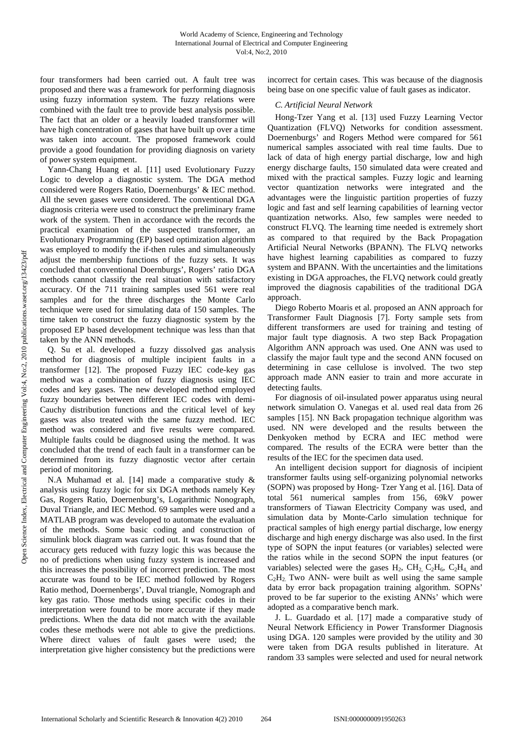four transformers had been carried out. A fault tree was proposed and there was a framework for performing diagnosis using fuzzy information system. The fuzzy relations were combined with the fault tree to provide best analysis possible. The fact that an older or a heavily loaded transformer will have high concentration of gases that have built up over a time was taken into account. The proposed framework could provide a good foundation for providing diagnosis on variety of power system equipment.

Yann-Chang Huang et al. [11] used Evolutionary Fuzzy Logic to develop a diagnostic system. The DGA method considered were Rogers Ratio, Doernenburgs' & IEC method. All the seven gases were considered. The conventional DGA diagnosis criteria were used to construct the preliminary frame work of the system. Then in accordance with the records the practical examination of the suspected transformer, an Evolutionary Programming (EP) based optimization algorithm was employed to modify the if-then rules and simultaneously adjust the membership functions of the fuzzy sets. It was concluded that conventional Doernburgs', Rogers' ratio DGA methods cannot classify the real situation with satisfactory accuracy. Of the 711 training samples used 561 were real samples and for the three discharges the Monte Carlo technique were used for simulating data of 150 samples. The time taken to construct the fuzzy diagnostic system by the proposed EP based development technique was less than that taken by the ANN methods.

Q. Su et al. developed a fuzzy dissolved gas analysis method for diagnosis of multiple incipient faults in a transformer [12]. The proposed Fuzzy IEC code-key gas method was a combination of fuzzy diagnosis using IEC codes and key gases. The new developed method employed fuzzy boundaries between different IEC codes with demi-Cauchy distribution functions and the critical level of key gases was also treated with the same fuzzy method. IEC method was considered and five results were compared. Multiple faults could be diagnosed using the method. It was concluded that the trend of each fault in a transformer can be determined from its fuzzy diagnostic vector after certain period of monitoring.

N.A Muhamad et al. [14] made a comparative study & analysis using fuzzy logic for six DGA methods namely Key Gas, Rogers Ratio, Doernenburg's, Logarithmic Nonograph, Duval Triangle, and IEC Method. 69 samples were used and a MATLAB program was developed to automate the evaluation of the methods. Some basic coding and construction of simulink block diagram was carried out. It was found that the accuracy gets reduced with fuzzy logic this was because the no of predictions when using fuzzy system is increased and this increases the possibility of incorrect prediction. The most accurate was found to be IEC method followed by Rogers Ratio method, Doernenbergs', Duval triangle, Nomograph and key gas ratio. Those methods using specific codes in their interpretation were found to be more accurate if they made predictions. When the data did not match with the available codes these methods were not able to give the predictions. Where direct values of fault gases were used; the interpretation give higher consistency but the predictions were incorrect for certain cases. This was because of the diagnosis being base on one specific value of fault gases as indicator.

*C. Artificial Neural Network*

Hong-Tzer Yang et al. [13] used Fuzzy Learning Vector Quantization (FLVQ) Networks for condition assessment. Doernenburgs' and Rogers Method were compared for 561 numerical samples associated with real time faults. Due to lack of data of high energy partial discharge, low and high energy discharge faults, 150 simulated data were created and mixed with the practical samples. Fuzzy logic and learning vector quantization networks were integrated and the advantages were the linguistic partition properties of fuzzy logic and fast and self learning capabilities of learning vector quantization networks. Also, few samples were needed to construct FLVQ. The learning time needed is extremely short as compared to that required by the Back Propagation Artificial Neural Networks (BPANN). The FLVQ networks have highest learning capabilities as compared to fuzzy system and BPANN. With the uncertainties and the limitations existing in DGA approaches, the FLVQ network could greatly improved the diagnosis capabilities of the traditional DGA approach.

Diego Roberto Moaris et al. proposed an ANN approach for Transformer Fault Diagnosis [7]. Forty sample sets from different transformers are used for training and testing of major fault type diagnosis. A two step Back Propagation Algorithm ANN approach was used. One ANN was used to classify the major fault type and the second ANN focused on determining in case cellulose is involved. The two step approach made ANN easier to train and more accurate in detecting faults.

For diagnosis of oil-insulated power apparatus using neural network simulation O. Vanegas et al. used real data from 26 samples [15]. NN Back propagation technique algorithm was used. NN were developed and the results between the Denkyoken method by ECRA and IEC method were compared. The results of the ECRA were better than the results of the IEC for the specimen data used.

An intelligent decision support for diagnosis of incipient transformer faults using self-organizing polynomial networks (SOPN) was proposed by Hong- Tzer Yang et al. [16]. Data of total 561 numerical samples from 156, 69kV power transformers of Tiawan Electricity Company was used, and simulation data by Monte-Carlo simulation technique for practical samples of high energy partial discharge, low energy discharge and high energy discharge was also used. In the first type of SOPN the input features (or variables) selected were the ratios while in the second SOPN the input features (or variables) selected were the gases $H_2$, $CH_2$, $C_2H_6$, $C_2H_4$ and $C_2H_2$. Two ANN- were built as well using the same sample data by error back propagation training algorithm. SOPNs' proved to be far superior to the existing ANNs' which were adopted as a comparative bench mark.

J. L. Guardado et al. [17] made a comparative study of Neural Network Efficiency in Power Transformer Diagnosis using DGA. 120 samples were provided by the utility and 30 were taken from DGA results published in literature. At random 33 samples were selected and used for neural network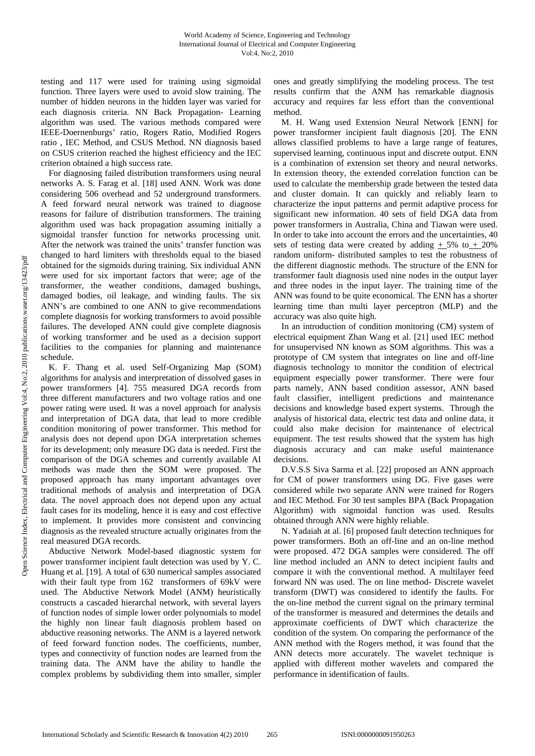testing and 117 were used for training using sigmoidal function. Three layers were used to avoid slow training. The number of hidden neurons in the hidden layer was varied for each diagnosis criteria. NN Back Propagation- Learning algorithm was used. The various methods compared were IEEE-Doernenburgs' ratio, Rogers Ratio, Modified Rogers ratio , IEC Method, and CSUS Method. NN diagnosis based on CSUS criterion reached the highest efficiency and the IEC criterion obtained a high success rate.

For diagnosing failed distribution transformers using neural networks A. S. Farag et al. [18] used ANN. Work was done considering 506 overhead and 52 underground transformers. A feed forward neural network was trained to diagnose reasons for failure of distribution transformers. The training algorithm used was back propagation assuming initially a sigmoidal transfer function for networks processing unit. After the network was trained the units' transfer function was changed to hard limiters with thresholds equal to the biased obtained for the sigmoids during training. Six individual ANN were used for six important factors that were; age of the transformer, the weather conditions, damaged bushings, damaged bodies, oil leakage, and winding faults. The six ANN's are combined to one ANN to give recommendations complete diagnosis for working transformers to avoid possible failures. The developed ANN could give complete diagnosis of working transformer and be used as a decision support facilities to the companies for planning and maintenance schedule.

K. F. Thang et al. used Self-Organizing Map (SOM) algorithms for analysis and interpretation of dissolved gases in power transformers [4]. 755 measured DGA records from three different manufacturers and two voltage ratios and one power rating were used. It was a novel approach for analysis and interpretation of DGA data, that lead to more credible condition monitoring of power transformer. This method for analysis does not depend upon DGA interpretation schemes for its development; only measure DG data is needed. First the comparison of the DGA schemes and currently available AI methods was made then the SOM were proposed. The proposed approach has many important advantages over traditional methods of analysis and interpretation of DGA data. The novel approach does not depend upon any actual fault cases for its modeling, hence it is easy and cost effective to implement. It provides more consistent and convincing diagnosis as the revealed structure actually originates from the real measured DGA records.

Abductive Network Model-based diagnostic system for power transformer incipient fault detection was used by Y. C. Huang et al. [19]. A total of 630 numerical samples associated with their fault type from 162 transformers of 69kV were used. The Abductive Network Model (ANM) heuristically constructs a cascaded hierarchal network, with several layers of function nodes of simple lower order polynomials to model the highly non linear fault diagnosis problem based on abductive reasoning networks. The ANM is a layered network of feed forward function nodes. The coefficients, number, types and connectivity of function nodes are learned from the training data. The ANM have the ability to handle the complex problems by subdividing them into smaller, simpler ones and greatly simplifying the modeling process. The test results confirm that the ANM has remarkable diagnosis accuracy and requires far less effort than the conventional method.

M. H. Wang used Extension Neural Network [ENN] for power transformer incipient fault diagnosis [20]. The ENN allows classified problems to have a large range of features, supervised learning, continuous input and discrete output. ENN is a combination of extension set theory and neural networks. In extension theory, the extended correlation function can be used to calculate the membership grade between the tested data and cluster domain. It can quickly and reliably learn to characterize the input patterns and permit adaptive process for significant new information. 40 sets of field DGA data from power transformers in Australia, China and Tiawan were used. In order to take into account the errors and the uncertainties, 40 sets of testing data were created by adding $\pm$ 5% to $\pm$ 20% random uniform- distributed samples to test the robustness of the different diagnostic methods. The structure of the ENN for transformer fault diagnosis used nine nodes in the output layer and three nodes in the input layer. The training time of the ANN was found to be quite economical. The ENN has a shorter learning time than multi layer perceptron (MLP) and the accuracy was also quite high.

In an introduction of condition monitoring (CM) system of electrical equipment Zhan Wang et al. [21] used IEC method for unsupervised NN known as SOM algorithms. This was a prototype of CM system that integrates on line and off-line diagnosis technology to monitor the condition of electrical equipment especially power transformer. There were four parts namely, ANN based condition assessor, ANN based fault classifier, intelligent predictions and maintenance decisions and knowledge based expert systems. Through the analysis of historical data, electric test data and online data, it could also make decision for maintenance of electrical equipment. The test results showed that the system has high diagnosis accuracy and can make useful maintenance decisions.

D.V.S.S Siva Sarma et al. [22] proposed an ANN approach for CM of power transformers using DG. Five gases were considered while two separate ANN were trained for Rogers and IEC Method. For 30 test samples BPA (Back Propagation Algorithm) with sigmoidal function was used. Results obtained through ANN were highly reliable.

N. Yadaiah at al. [6] proposed fault detection techniques for power transformers. Both an off-line and an on-line method were proposed. 472 DGA samples were considered. The off line method included an ANN to detect incipient faults and compare it with the conventional method. A multilayer feed forward NN was used. The on line method- Discrete wavelet transform (DWT) was considered to identify the faults. For the on-line method the current signal on the primary terminal of the transformer is measured and determines the details and approximate coefficients of DWT which characterize the condition of the system. On comparing the performance of the ANN method with the Rogers method, it was found that the ANN detects more accurately. The wavelet technique is applied with different mother wavelets and compared the performance in identification of faults.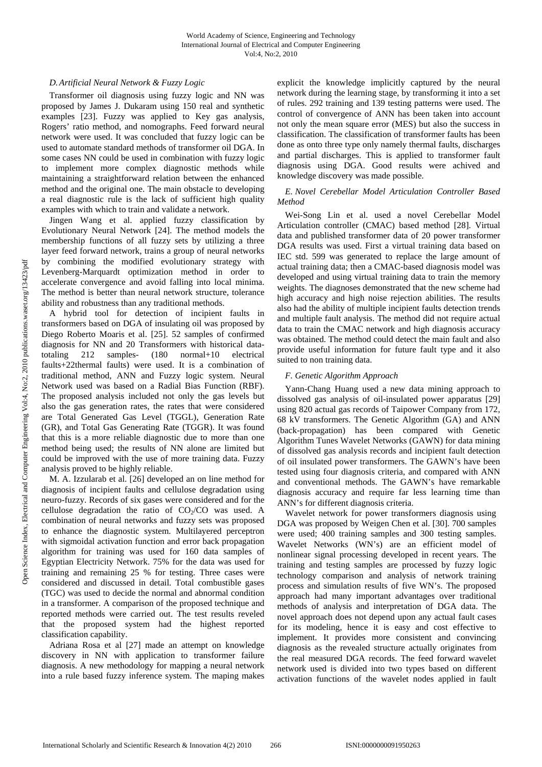### D. Artificial Neural Network & Fuzzy Logic

Transformer oil diagnosis using fuzzy logic and NN was proposed by James J. Dukaram using 150 real and synthetic examples [23]. Fuzzy was applied to Key gas analysis, Rogers' ratio method, and nomographs. Feed forward neural network were used. It was concluded that fuzzy logic can be used to automate standard methods of transformer oil DGA. In some cases NN could be used in combination with fuzzy logic to implement more complex diagnostic methods while maintaining a straightforward relation between the enhanced method and the original one. The main obstacle to developing a real diagnostic rule is the lack of sufficient high quality examples with which to train and validate a network.

Jingen Wang et al. applied fuzzy classification by Evolutionary Neural Network [24]. The method models the membership functions of all fuzzy sets by utilizing a three layer feed forward network, trains a group of neural networks by combining the modified evolutionary strategy with Levenberg-Marquardt optimization method in order to accelerate convergence and avoid falling into local minima. The method is better than neural network structure, tolerance ability and robustness than any traditional methods.

A hybrid tool for detection of incipient faults in transformers based on DGA of insulating oil was proposed by Diego Roberto Moaris et al. [25]. 52 samples of confirmed diagnosis for NN and 20 Transformers with historical data-totaling 212 samples- (180 normal+10 electrical faults+22thermal faults) were used. It is a combination of traditional method, ANN and Fuzzy logic system. Neural Network used was based on a Radial Bias Function (RBF). The proposed analysis included not only the gas levels but also the gas generation rates, the rates that were considered are Total Generated Gas Level (TGGL), Generation Rate (GR), and Total Gas Generating Rate (TGGR). It was found that this is a more reliable diagnostic due to more than one method being used; the results of NN alone are limited but could be improved with the use of more training data. Fuzzy analysis proved to be highly reliable.

M. A. Izzularab et al. [26] developed an on line method for diagnosis of incipient faults and cellulose degradation using neuro-fuzzy. Records of six gases were considered and for the cellulose degradation the ratio of $CO_2$/CO was used. A combination of neural networks and fuzzy sets was proposed to enhance the diagnostic system. Multilayered perceptron with sigmoidal activation function and error back propagation algorithm for training was used for 160 data samples of Egyptian Electricity Network. 75% for the data was used for training and remaining 25 % for testing. Three cases were considered and discussed in detail. Total combustible gases (TGC) was used to decide the normal and abnormal condition in a transformer. A comparison of the proposed technique and reported methods were carried out. The test results reveled that the proposed system had the highest reported classification capability.

Adriana Rosa et al [27] made an attempt on knowledge discovery in NN with application to transformer failure diagnosis. A new methodology for mapping a neural network into a rule based fuzzy inference system. The maping makes explicit the knowledge implicitly captured by the neural network during the learning stage, by transforming it into a set of rules. 292 training and 139 testing patterns were used. The control of convergence of ANN has been taken into account not only the mean square error (MES) but also the success in classification. The classification of transformer faults has been done as onto three type only namely thermal faults, discharges and partial discharges. This is applied to transformer fault diagnosis using DGA. Good results were achived and knowledge discovery was made possible.

### E. Novel Cerebellar Model Articulation Controller Based Method

Wei-Song Lin et al. used a novel Cerebellar Model Articulation controller (CMAC) based method [28]. Virtual data and published transformer data of 20 power transformer DGA results was used. First a virtual training data based on IEC std. 599 was generated to replace the large amount of actual training data; then a CMAC-based diagnosis model was developed and using virtual training data to train the memory weights. The diagnoses demonstrated that the new scheme had high accuracy and high noise rejection abilities. The results also had the ability of multiple incipient faults detection trends and multiple fault analysis. The method did not require actual data to train the CMAC network and high diagnosis accuracy was obtained. The method could detect the main fault and also provide useful information for future fault type and it also suited to non training data.

### F. Genetic Algorithm Approach

Yann-Chang Huang used a new data mining approach to dissolved gas analysis of oil-insulated power apparatus [29] using 820 actual gas records of Taipower Company from 172, 68 kV transformers. The Genetic Algorithm (GA) and ANN (back-propagation) has been compared with Genetic Algorithm Tunes Wavelet Networks (GAWN) for data mining of dissolved gas analysis records and incipient fault detection of oil insulated power transformers. The GAWN's have been tested using four diagnosis criteria, and compared with ANN and conventional methods. The GAWN's have remarkable diagnosis accuracy and require far less learning time than ANN's for different diagnosis criteria.

Wavelet network for power transformers diagnosis using DGA was proposed by Weigen Chen et al. [30]. 700 samples were used; 400 training samples and 300 testing samples. Wavelet Networks (WN's) are an efficient model of nonlinear signal processing developed in recent years. The training and testing samples are processed by fuzzy logic technology comparison and analysis of network training process and simulation results of five WN's. The proposed approach had many important advantages over traditional methods of analysis and interpretation of DGA data. The novel approach does not depend upon any actual fault cases for its modeling, hence it is easy and cost effective to implement. It provides more consistent and convincing diagnosis as the revealed structure actually originates from the real measured DGA records. The feed forward wavelet network used is divided into two types based on different activation functions of the wavelet nodes applied in fault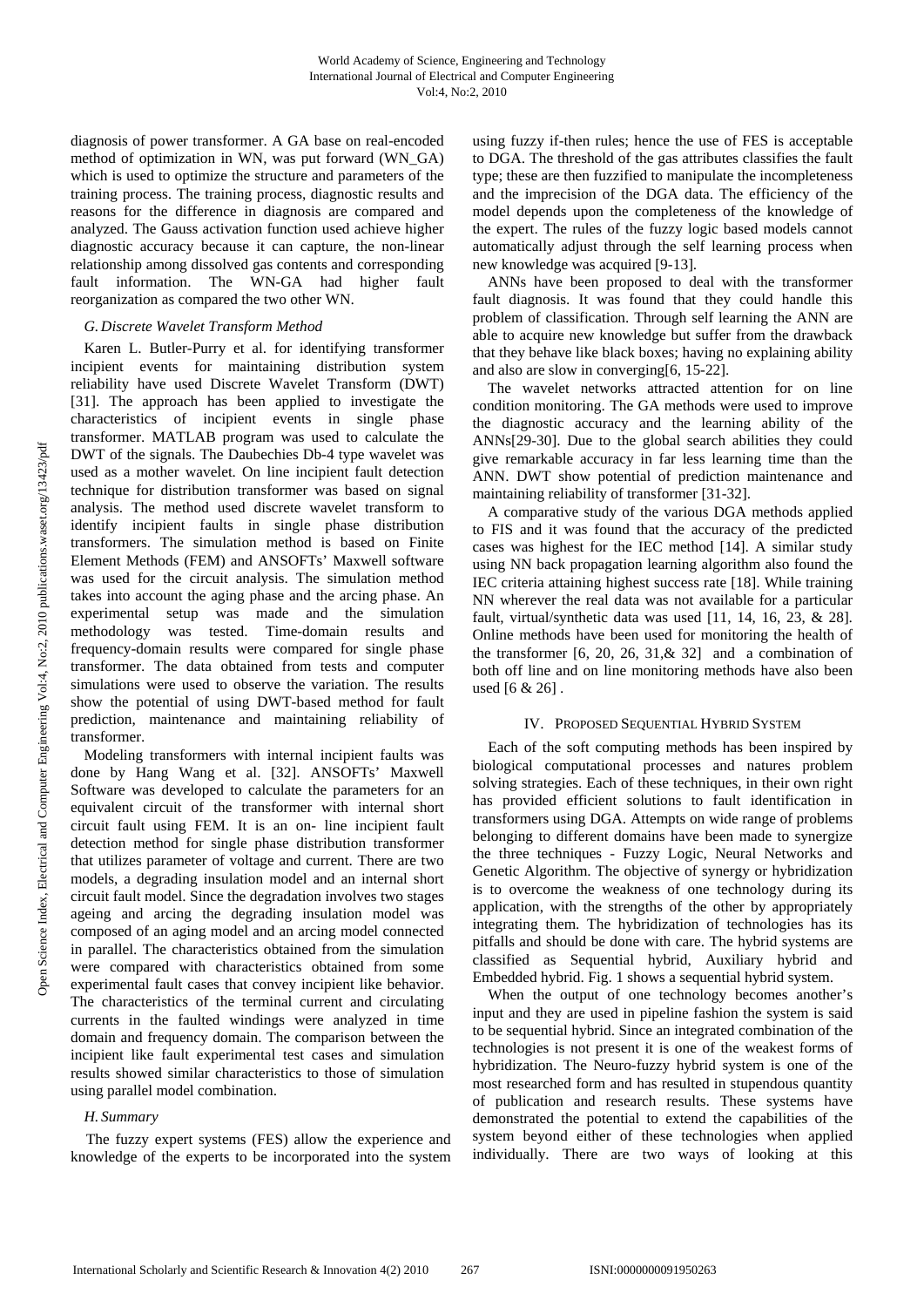diagnosis of power transformer. A GA base on real-encoded method of optimization in WN, was put forward (WN_GA) which is used to optimize the structure and parameters of the training process. The training process, diagnostic results and reasons for the difference in diagnosis are compared and analyzed. The Gauss activation function used achieve higher diagnostic accuracy because it can capture, the non-linear relationship among dissolved gas contents and corresponding fault information. The WN-GA had higher fault reorganization as compared the two other WN.

### *G. Discrete Wavelet Transform Method*

Karen L. Butler-Purry et al. for identifying transformer incipient events for maintaining distribution system reliability have used Discrete Wavelet Transform (DWT) [31]. The approach has been applied to investigate the characteristics of incipient events in single phase transformer. MATLAB program was used to calculate the DWT of the signals. The Daubechies Db-4 type wavelet was used as a mother wavelet. On line incipient fault detection technique for distribution transformer was based on signal analysis. The method used discrete wavelet transform to identify incipient faults in single phase distribution transformers. The simulation method is based on Finite Element Methods (FEM) and ANSOFTs' Maxwell software was used for the circuit analysis. The simulation method takes into account the aging phase and the arcing phase. An experimental setup was made and the simulation methodology was tested. Time-domain results and frequency-domain results were compared for single phase transformer. The data obtained from tests and computer simulations were used to observe the variation. The results show the potential of using DWT-based method for fault prediction, maintenance and maintaining reliability of transformer.

Modeling transformers with internal incipient faults was done by Hang Wang et al. [32]. ANSOFTs' Maxwell Software was developed to calculate the parameters for an equivalent circuit of the transformer with internal short circuit fault using FEM. It is an on- line incipient fault detection method for single phase distribution transformer that utilizes parameter of voltage and current. There are two models, a degrading insulation model and an internal short circuit fault model. Since the degradation involves two stages ageing and arcing the degrading insulation model was composed of an aging model and an arcing model connected in parallel. The characteristics obtained from the simulation were compared with characteristics obtained from some experimental fault cases that convey incipient like behavior. The characteristics of the terminal current and circulating currents in the faulted windings were analyzed in time domain and frequency domain. The comparison between the incipient like fault experimental test cases and simulation results showed similar characteristics to those of simulation using parallel model combination.

### *H. Summary*

The fuzzy expert systems (FES) allow the experience and knowledge of the experts to be incorporated into the system using fuzzy if-then rules; hence the use of FES is acceptable to DGA. The threshold of the gas attributes classifies the fault type; these are then fuzzified to manipulate the incompleteness and the imprecision of the DGA data. The efficiency of the model depends upon the completeness of the knowledge of the expert. The rules of the fuzzy logic based models cannot automatically adjust through the self learning process when new knowledge was acquired [9-13].

ANNs have been proposed to deal with the transformer fault diagnosis. It was found that they could handle this problem of classification. Through self learning the ANN are able to acquire new knowledge but suffer from the drawback that they behave like black boxes; having no explaining ability and also are slow in converging[6, 15-22].

The wavelet networks attracted attention for on line condition monitoring. The GA methods were used to improve the diagnostic accuracy and the learning ability of the ANNs[29-30]. Due to the global search abilities they could give remarkable accuracy in far less learning time than the ANN. DWT show potential of prediction maintenance and maintaining reliability of transformer [31-32].

A comparative study of the various DGA methods applied to FIS and it was found that the accuracy of the predicted cases was highest for the IEC method [14]. A similar study using NN back propagation learning algorithm also found the IEC criteria attaining highest success rate [18]. While training NN wherever the real data was not available for a particular fault, virtual/synthetic data was used [11, 14, 16, 23, & 28]. Online methods have been used for monitoring the health of the transformer [6, 20, 26, 31,& 32] and a combination of both off line and on line monitoring methods have also been used [6 & 26] .

## IV. Proposed Sequential Hybrid System

Each of the soft computing methods has been inspired by biological computational processes and natures problem solving strategies. Each of these techniques, in their own right has provided efficient solutions to fault identification in transformers using DGA. Attempts on wide range of problems belonging to different domains have been made to synergize the three techniques - Fuzzy Logic, Neural Networks and Genetic Algorithm. The objective of synergy or hybridization is to overcome the weakness of one technology during its application, with the strengths of the other by appropriately integrating them. The hybridization of technologies has its pitfalls and should be done with care. The hybrid systems are classified as Sequential hybrid, Auxiliary hybrid and Embedded hybrid. Fig. 1 shows a sequential hybrid system.

When the output of one technology becomes another's input and they are used in pipeline fashion the system is said to be sequential hybrid. Since an integrated combination of the technologies is not present it is one of the weakest forms of hybridization. The Neuro-fuzzy hybrid system is one of the most researched form and has resulted in stupendous quantity of publication and research results. These systems have demonstrated the potential to extend the capabilities of the system beyond either of these technologies when applied individually. There are two ways of looking at this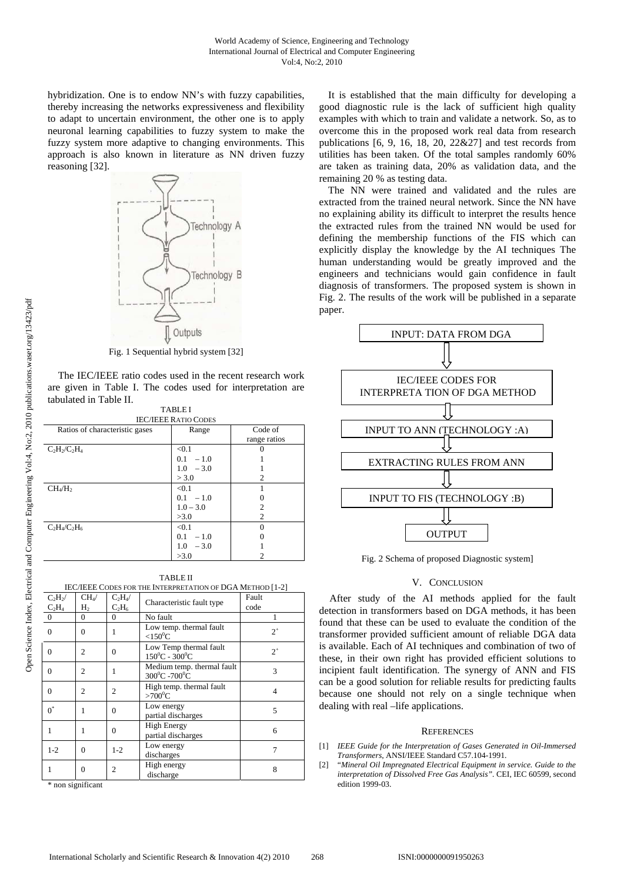hybridization. One is to endow NN's with fuzzy capabilities, thereby increasing the networks expressiveness and flexibility to adapt to uncertain environment, the other one is to apply neuronal learning capabilities to fuzzy system to make the fuzzy system more adaptive to changing environments. This approach is also known in literature as NN driven fuzzy reasoning [32].

Fig. 1 Sequential hybrid system [32]

The IEC/IEEE ratio codes used in the recent research work are given in Table I. The codes used for interpretation are tabulated in Table II.

TABLE I
IEC/IEEE RATIO CODES

| Ratios of characteristic gases | Range | Code of range ratios |
|---|---|---|
| $C_2H_2/C_2H_4$ | <0.1 | 0 |
| | 0.1 – 1.0 | 1 |
| | 1.0 – 3.0 | 1 |
| | > 3.0 | 2 |
| $CH_4/H_2$ | <0.1 | 1 |
| | 0.1 – 1.0 | 0 |
| | 1.0 – 3.0 | 2 |
| | >3.0 | 2 |
| $C_2H_4/C_2H_6$ | <0.1 | 0 |
| | 0.1 – 1.0 | 0 |
| | 1.0 – 3.0 | 1 |
| | >3.0 | 2 |

TABLE II
IEC/IEEE CODES FOR THE INTERPRETATION OF DGA METHOD [1-2]

| $C_2H_2/C_2H_4$ | $CH_4/H_2$ | $C_2H_4/C_2H_6$ | Characteristic fault type | Fault code |
|---|---|---|---|---|
| 0 | 0 | 0 | No fault | 1 |
| 0 | 0 | 1 | Low temp. thermal fault <150$^0$C | 2+ |
| 0 | 2 | 0 | Low Temp thermal fault 150$^0$C - 300$^0$C | 2+ |
| 0 | 2 | 1 | Medium temp. thermal fault 300$^0$C -700$^0$C | 3 |
| 0 | 2 | 2 | High temp. thermal fault >700$^0$C | 4 |
| 0* | 1 | 0 | Low energy partial discharges | 5 |
| 1 | 1 | 0 | High Energy partial discharges | 6 |
| 1-2 | 0 | 1-2 | Low energy discharges | 7 |
| 1 | 0 | 2 | High energy discharge | 8 |

\* non significant

It is established that the main difficulty for developing a good diagnostic rule is the lack of sufficient high quality examples with which to train and validate a network. So, as to overcome this in the proposed work real data from research publications [6, 9, 16, 18, 20, 22&27] and test records from utilities has been taken. Of the total samples randomly 60% are taken as training data, 20% as validation data, and the remaining 20 % as testing data.

The NN were trained and validated and the rules are extracted from the trained neural network. Since the NN have no explaining ability its difficult to interpret the results hence the extracted rules from the trained NN would be used for defining the membership functions of the FIS which can explicitly display the knowledge by the AI techniques The human understanding would be greatly improved and the engineers and technicians would gain confidence in fault diagnosis of transformers. The proposed system is shown in Fig. 2. The results of the work will be published in a separate paper.

INPUT: DATA FROM DGA

IEC/IEEE CODES FOR INTERPRETA TION OF DGA METHOD

INPUT TO ANN (TECHNOLOGY :A)

EXTRACTING RULES FROM ANN

INPUT TO FIS (TECHNOLOGY :B)

OUTPUT

Fig. 2 Schema of proposed Diagnostic system]

## V. CONCLUSION

After study of the AI methods applied for the fault detection in transformers based on DGA methods, it has been found that these can be used to evaluate the condition of the transformer provided sufficient amount of reliable DGA data is available. Each of AI techniques and combination of two of these, in their own right has provided efficient solutions to incipient fault identification. The synergy of ANN and FIS can be a good solution for reliable results for predicting faults because one should not rely on a single technique when dealing with real –life applications.

## REFERENCES

[1] *IEEE Guide for the Interpretation of Gases Generated in Oil-Immersed Transformers*, ANSI/IEEE Standard C57.104-1991.

[2] "*Mineral Oil Impregnated Electrical Equipment in service. Guide to the interpretation of Dissolved Free Gas Analysis"*. CEI, IEC 60599, second edition 1999-03.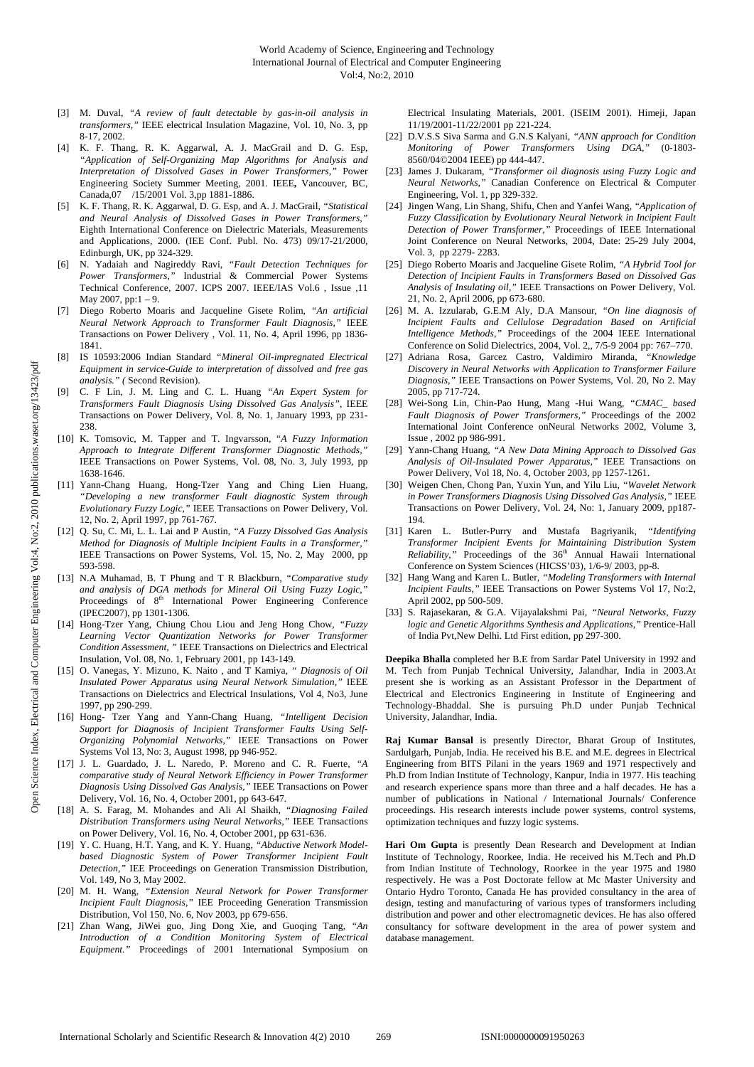[3] M. Duval, *"A review of fault detectable by gas-in-oil analysis in transformers,"* IEEE electrical Insulation Magazine, Vol. 10, No. 3, pp 8-17, 2002.

[4] K. F. Thang, R. K. Aggarwal, A. J. MacGrail and D. G. Esp, *"Application of Self-Organizing Map Algorithms for Analysis and Interpretation of Dissolved Gases in Power Transformers,"* Power Engineering Society Summer Meeting, 2001. IEEE**,** Vancouver, BC, Canada,07 /15/2001 Vol. 3,pp 1881-1886.

[5] K. F. Thang, R. K. Aggarwal, D. G. Esp, and A. J. MacGrail, *"Statistical and Neural Analysis of Dissolved Gases in Power Transformers,"* Eighth International Conference on Dielectric Materials, Measurements and Applications, 2000. (IEE Conf. Publ. No. 473) 09/17-21/2000, Edinburgh, UK, pp 324-329.

[6] N. Yadaiah and Nagireddy Ravi, *"Fault Detection Techniques for Power Transformers,"* Industrial & Commercial Power Systems Technical Conference, 2007. ICPS 2007. IEEE/IAS Vol.6 , Issue ,11 May 2007, pp:1 – 9.

[7] Diego Roberto Moaris and Jacqueline Gisete Rolim, *"An artificial Neural Network Approach to Transformer Fault Diagnosis,"* IEEE Transactions on Power Delivery , Vol. 11, No. 4, April 1996, pp 1836-1841.

[8] IS 10593:2006 Indian Standard *"Mineral Oil-impregnated Electrical Equipment in service-Guide to interpretation of dissolved and free gas analysis." (* Second Revision).

[9] C. F Lin, J. M. Ling and C. L. Huang *"An Expert System for Transformers Fault Diagnosis Using Dissolved Gas Analysis"*, IEEE Transactions on Power Delivery, Vol. 8, No. 1, January 1993, pp 231-238.

[10] K. Tomsovic, M. Tapper and T. Ingvarsson, *"A Fuzzy Information Approach to Integrate Different Transformer Diagnostic Methods,"* IEEE Transactions on Power Systems, Vol. 08, No. 3, July 1993, pp 1638-1646.

[11] Yann-Chang Huang, Hong-Tzer Yang and Ching Lien Huang, *"Developing a new transformer Fault diagnostic System through Evolutionary Fuzzy Logic,"* IEEE Transactions on Power Delivery, Vol. 12, No. 2, April 1997, pp 761-767.

[12] Q. Su, C. Mi, L. L. Lai and P Austin, *"A Fuzzy Dissolved Gas Analysis Method for Diagnosis of Multiple Incipient Faults in a Transformer,"* IEEE Transactions on Power Systems, Vol. 15, No. 2, May 2000, pp 593-598.

[13] N.A Muhamad, B. T Phung and T R Blackburn, *"Comparative study and analysis of DGA methods for Mineral Oil Using Fuzzy Logic,"* Proceedings of 8th International Power Engineering Conference (IPEC2007), pp 1301-1306.

[14] Hong-Tzer Yang, Chiung Chou Liou and Jeng Hong Chow, *"Fuzzy Learning Vector Quantization Networks for Power Transformer Condition Assessment, "* IEEE Transactions on Dielectrics and Electrical Insulation, Vol. 08, No. 1, February 2001, pp 143-149.

[15] O. Vanegas, Y. Mizuno, K. Naito , and T Kamiya, *" Diagnosis of Oil Insulated Power Apparatus using Neural Network Simulation,"* IEEE Transactions on Dielectrics and Electrical Insulations, Vol 4, No3, June 1997, pp 290-299.

[16] Hong- Tzer Yang and Yann-Chang Huang, *"Intelligent Decision Support for Diagnosis of Incipient Transformer Faults Using Self-Organizing Polynomial Networks,"* IEEE Transactions on Power Systems Vol 13, No: 3, August 1998, pp 946-952.

[17] J. L. Guardado, J. L. Naredo, P. Moreno and C. R. Fuerte, *"A comparative study of Neural Network Efficiency in Power Transformer Diagnosis Using Dissolved Gas Analysis,"* IEEE Transactions on Power Delivery, Vol. 16, No. 4, October 2001, pp 643-647.

[18] A. S. Farag, M. Mohandes and Ali Al Shaikh, *"Diagnosing Failed Distribution Transformers using Neural Networks,"* IEEE Transactions on Power Delivery, Vol. 16, No. 4, October 2001, pp 631-636.

[19] Y. C. Huang, H.T. Yang, and K. Y. Huang, *"Abductive Network Model-based Diagnostic System of Power Transformer Incipient Fault Detection,"* IEE Proceedings on Generation Transmission Distribution, Vol. 149, No 3, May 2002.

[20] M. H. Wang, *"Extension Neural Network for Power Transformer Incipient Fault Diagnosis,"* IEE Proceeding Generation Transmission Distribution, Vol 150, No. 6, Nov 2003, pp 679-656.

[21] Zhan Wang, JiWei guo, Jing Dong Xie, and Guoqing Tang, *"An Introduction of a Condition Monitoring System of Electrical Equipment."* Proceedings of 2001 International Symposium on Electrical Insulating Materials, 2001. (ISEIM 2001). Himeji, Japan 11/19/2001-11/22/2001 pp 221-224.

[22] D.V.S.S Siva Sarma and G.N.S Kalyani, *"ANN approach for Condition Monitoring of Power Transformers Using DGA,"* (0-1803-8560/04©2004 IEEE) pp 444-447.

[23] James J. Dukaram, *"Transformer oil diagnosis using Fuzzy Logic and Neural Networks,"* Canadian Conference on Electrical & Computer Engineering, Vol. 1, pp 329-332.

[24] Jingen Wang, Lin Shang, Shifu, Chen and Yanfei Wang, *"Application of Fuzzy Classification by Evolutionary Neural Network in Incipient Fault Detection of Power Transformer,"* Proceedings of IEEE International Joint Conference on Neural Networks, 2004, Date: 25-29 July 2004, Vol. 3, pp 2279- 2283.

[25] Diego Roberto Moaris and Jacqueline Gisete Rolim, *"A Hybrid Tool for Detection of Incipient Faults in Transformers Based on Dissolved Gas Analysis of Insulating oil,"* IEEE Transactions on Power Delivery, Vol. 21, No. 2, April 2006, pp 673-680.

[26] M. A. Izzularab, G.E.M Aly, D.A Mansour, *"On line diagnosis of Incipient Faults and Cellulose Degradation Based on Artificial Intelligence Methods,"* Proceedings of the 2004 IEEE International Conference on Solid Dielectrics, 2004, Vol. 2,, 7/5-9 2004 pp: 767–770.

[27] Adriana Rosa, Garcez Castro, Valdimiro Miranda, *"Knowledge Discovery in Neural Networks with Application to Transformer Failure Diagnosis,"* IEEE Transactions on Power Systems, Vol. 20, No 2. May 2005, pp 717-724.

[28] Wei-Song Lin, Chin-Pao Hung, Mang -Hui Wang, *"CMAC_ based Fault Diagnosis of Power Transformers,"* Proceedings of the 2002 International Joint Conference onNeural Networks 2002, Volume 3, Issue , 2002 pp 986-991.

[29] Yann-Chang Huang, *"A New Data Mining Approach to Dissolved Gas Analysis of Oil-Insulated Power Apparatus,"* IEEE Transactions on Power Delivery, Vol 18, No. 4, October 2003, pp 1257-1261.

[30] Weigen Chen, Chong Pan, Yuxin Yun, and Yilu Liu, *"Wavelet Network in Power Transformers Diagnosis Using Dissolved Gas Analysis,"* IEEE Transactions on Power Delivery, Vol. 24, No: 1, January 2009, pp187-194.

[31] Karen L. Butler-Purry and Mustafa Bagriyanik, *"Identifying Transformer Incipient Events for Maintaining Distribution System Reliability,"* Proceedings of the 36th Annual Hawaii International Conference on System Sciences (HICSS'03), 1/6-9/ 2003, pp-8.

[32] Hang Wang and Karen L. Butler, *"Modeling Transformers with Internal Incipient Faults,"* IEEE Transactions on Power Systems Vol 17, No:2, April 2002, pp 500-509.

[33] S. Rajasekaran, & G.A. Vijayalakshmi Pai, *"Neural Networks, Fuzzy logic and Genetic Algorithms Synthesis and Applications,"* Prentice-Hall of India Pvt,New Delhi. Ltd First edition, pp 297-300.

**Deepika Bhalla** completed her B.E from Sardar Patel University in 1992 and M. Tech from Punjab Technical University, Jalandhar, India in 2003.At present she is working as an Assistant Professor in the Department of Electrical and Electronics Engineering in Institute of Engineering and Technology-Bhaddal. She is pursuing Ph.D under Punjab Technical University, Jalandhar, India.

**Raj Kumar Bansal** is presently Director, Bharat Group of Institutes, Sardulgarh, Punjab, India. He received his B.E. and M.E. degrees in Electrical Engineering from BITS Pilani in the years 1969 and 1971 respectively and Ph.D from Indian Institute of Technology, Kanpur, India in 1977. His teaching and research experience spans more than three and a half decades. He has a number of publications in National / International Journals/ Conference proceedings. His research interests include power systems, control systems, optimization techniques and fuzzy logic systems.

**Hari Om Gupta** is presently Dean Research and Development at Indian Institute of Technology, Roorkee, India. He received his M.Tech and Ph.D from Indian Institute of Technology, Roorkee in the year 1975 and 1980 respectively. He was a Post Doctorate fellow at Mc Master University and Ontario Hydro Toronto, Canada He has provided consultancy in the area of design, testing and manufacturing of various types of transformers including distribution and power and other electromagnetic devices. He has also offered consultancy for software development in the area of power system and database management.